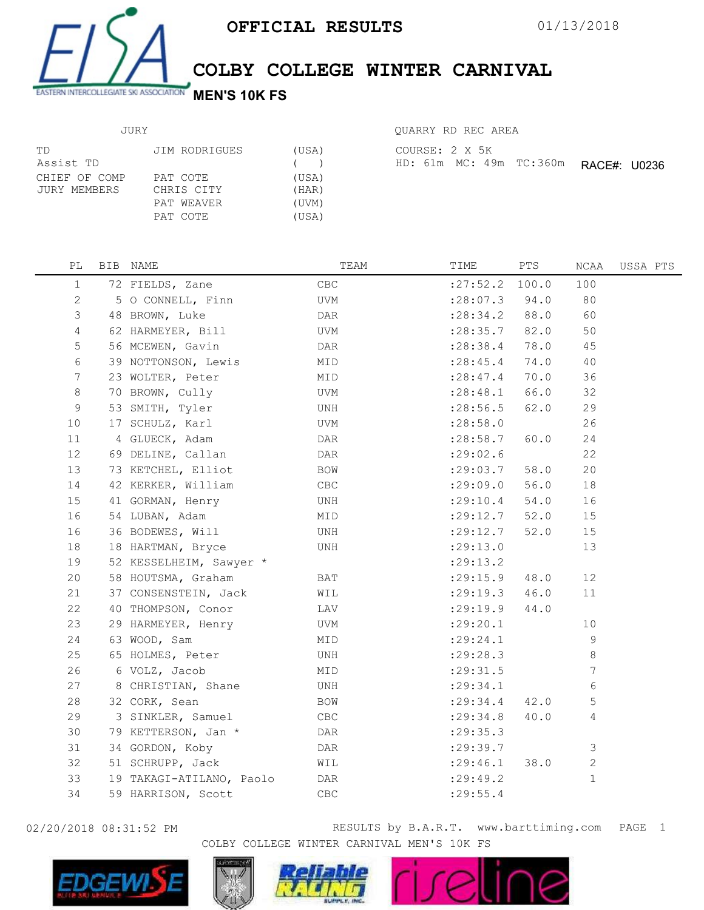# OFFICIAL RESULTS

01/13/2018

## COLBY COLLEGE WINTER CARNIVAL

### MEN'S 10K FS

**JURY**

| | | |
|---|---|---|
| TD | JIM RODRIGUES | (USA) |
| Assist TD | | ( ) |
| CHIEF OF COMP | PAT COTE | (USA) |
| JURY MEMBERS | CHRIS CITY | (HAR) |
| | PAT WEAVER | (UVM) |
| | PAT COTE | (USA) |

QUARRY RD REC AREA

COURSE: 2 X 5K
HD: 61m MC: 49m TC:360m

RACE#: U0236

| PL | BIB | NAME | TEAM | TIME | PTS | NCAA | USSA PTS |
|---|---|---|---|---|---|---|---|
| 1 | 72 | FIELDS, Zane | CBC | :27:52.2 | 100.0 | 100 | |
| 2 | 5 | O CONNELL, Finn | UVM | :28:07.3 | 94.0 | 80 | |
| 3 | 48 | BROWN, Luke | DAR | :28:34.2 | 88.0 | 60 | |
| 4 | 62 | HARMEYER, Bill | UVM | :28:35.7 | 82.0 | 50 | |
| 5 | 56 | MCEWEN, Gavin | DAR | :28:38.4 | 78.0 | 45 | |
| 6 | 39 | NOTTONSON, Lewis | MID | :28:45.4 | 74.0 | 40 | |
| 7 | 23 | WOLTER, Peter | MID | :28:47.4 | 70.0 | 36 | |
| 8 | 70 | BROWN, Cully | UVM | :28:48.1 | 66.0 | 32 | |
| 9 | 53 | SMITH, Tyler | UNH | :28:56.5 | 62.0 | 29 | |
| 10 | 17 | SCHULZ, Karl | UVM | :28:58.0 | | 26 | |
| 11 | 4 | GLUECK, Adam | DAR | :28:58.7 | 60.0 | 24 | |
| 12 | 69 | DELINE, Callan | DAR | :29:02.6 | | 22 | |
| 13 | 73 | KETCHEL, Elliot | BOW | :29:03.7 | 58.0 | 20 | |
| 14 | 42 | KERKER, William | CBC | :29:09.0 | 56.0 | 18 | |
| 15 | 41 | GORMAN, Henry | UNH | :29:10.4 | 54.0 | 16 | |
| 16 | 54 | LUBAN, Adam | MID | :29:12.7 | 52.0 | 15 | |
| 16 | 36 | BODEWES, Will | UNH | :29:12.7 | 52.0 | 15 | |
| 18 | 18 | HARTMAN, Bryce | UNH | :29:13.0 | | 13 | |
| 19 | 52 | KESSELHEIM, Sawyer * | | :29:13.2 | | | |
| 20 | 58 | HOUTSMA, Graham | BAT | :29:15.9 | 48.0 | 12 | |
| 21 | 37 | CONSENSTEIN, Jack | WIL | :29:19.3 | 46.0 | 11 | |
| 22 | 40 | THOMPSON, Conor | LAV | :29:19.9 | 44.0 | | |
| 23 | 29 | HARMEYER, Henry | UVM | :29:20.1 | | 10 | |
| 24 | 63 | WOOD, Sam | MID | :29:24.1 | | 9 | |
| 25 | 65 | HOLMES, Peter | UNH | :29:28.3 | | 8 | |
| 26 | 6 | VOLZ, Jacob | MID | :29:31.5 | | 7 | |
| 27 | 8 | CHRISTIAN, Shane | UNH | :29:34.1 | | 6 | |
| 28 | 32 | CORK, Sean | BOW | :29:34.4 | 42.0 | 5 | |
| 29 | 3 | SINKLER, Samuel | CBC | :29:34.8 | 40.0 | 4 | |
| 30 | 79 | KETTERSON, Jan * | DAR | :29:35.3 | | | |
| 31 | 34 | GORDON, Koby | DAR | :29:39.7 | | 3 | |
| 32 | 51 | SCHRUPP, Jack | WIL | :29:46.1 | 38.0 | 2 | |
| 33 | 19 | TAKAGI-ATILANO, Paolo | DAR | :29:49.2 | | 1 | |
| 34 | 59 | HARRISON, Scott | CBC | :29:55.4 | | | |

02/20/2018 08:31:52 PM    RESULTS by B.A.R.T. www.barttiming.com

COLBY COLLEGE WINTER CARNIVAL MEN'S 10K FS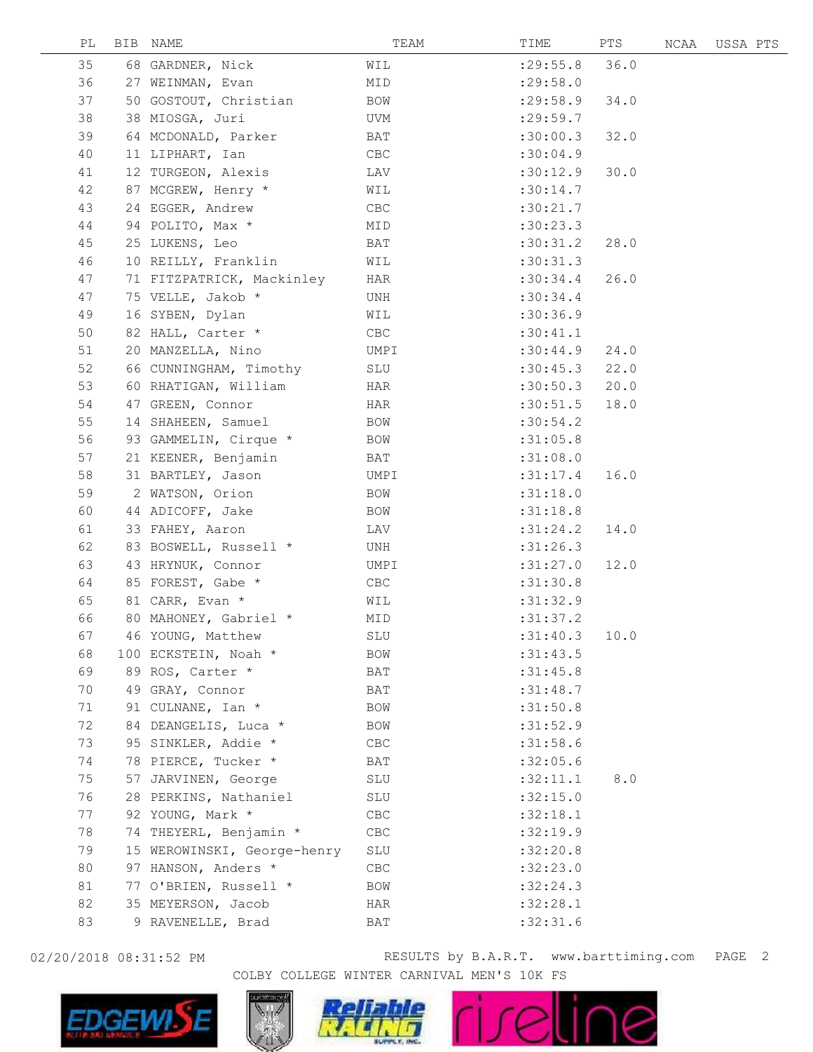| PL | BIB | NAME | TEAM | TIME | PTS | NCAA | USSA PTS |
|---|---|---|---|---|---|---|---|
| 35 | 68 | GARDNER, Nick | WIL | :29:55.8 | 36.0 | | |
| 36 | 27 | WEINMAN, Evan | MID | :29:58.0 | | | |
| 37 | 50 | GOSTOUT, Christian | BOW | :29:58.9 | 34.0 | | |
| 38 | 38 | MIOSGA, Juri | UVM | :29:59.7 | | | |
| 39 | 64 | MCDONALD, Parker | BAT | :30:00.3 | 32.0 | | |
| 40 | 11 | LIPHART, Ian | CBC | :30:04.9 | | | |
| 41 | 12 | TURGEON, Alexis | LAV | :30:12.9 | 30.0 | | |
| 42 | 87 | MCGREW, Henry * | WIL | :30:14.7 | | | |
| 43 | 24 | EGGER, Andrew | CBC | :30:21.7 | | | |
| 44 | 94 | POLITO, Max * | MID | :30:23.3 | | | |
| 45 | 25 | LUKENS, Leo | BAT | :30:31.2 | 28.0 | | |
| 46 | 10 | REILLY, Franklin | WIL | :30:31.3 | | | |
| 47 | 71 | FITZPATRICK, Mackinley | HAR | :30:34.4 | 26.0 | | |
| 47 | 75 | VELLE, Jakob * | UNH | :30:34.4 | | | |
| 49 | 16 | SYBEN, Dylan | WIL | :30:36.9 | | | |
| 50 | 82 | HALL, Carter * | CBC | :30:41.1 | | | |
| 51 | 20 | MANZELLA, Nino | UMPI | :30:44.9 | 24.0 | | |
| 52 | 66 | CUNNINGHAM, Timothy | SLU | :30:45.3 | 22.0 | | |
| 53 | 60 | RHATIGAN, William | HAR | :30:50.3 | 20.0 | | |
| 54 | 47 | GREEN, Connor | HAR | :30:51.5 | 18.0 | | |
| 55 | 14 | SHAHEEN, Samuel | BOW | :30:54.2 | | | |
| 56 | 93 | GAMMELIN, Cirque * | BOW | :31:05.8 | | | |
| 57 | 21 | KEENER, Benjamin | BAT | :31:08.0 | | | |
| 58 | 31 | BARTLEY, Jason | UMPI | :31:17.4 | 16.0 | | |
| 59 | 2 | WATSON, Orion | BOW | :31:18.0 | | | |
| 60 | 44 | ADICOFF, Jake | BOW | :31:18.8 | | | |
| 61 | 33 | FAHEY, Aaron | LAV | :31:24.2 | 14.0 | | |
| 62 | 83 | BOSWELL, Russell * | UNH | :31:26.3 | | | |
| 63 | 43 | HRYNUK, Connor | UMPI | :31:27.0 | 12.0 | | |
| 64 | 85 | FOREST, Gabe * | CBC | :31:30.8 | | | |
| 65 | 81 | CARR, Evan * | WIL | :31:32.9 | | | |
| 66 | 80 | MAHONEY, Gabriel * | MID | :31:37.2 | | | |
| 67 | 46 | YOUNG, Matthew | SLU | :31:40.3 | 10.0 | | |
| 68 | 100 | ECKSTEIN, Noah * | BOW | :31:43.5 | | | |
| 69 | 89 | ROS, Carter * | BAT | :31:45.8 | | | |
| 70 | 49 | GRAY, Connor | BAT | :31:48.7 | | | |
| 71 | 91 | CULNANE, Ian * | BOW | :31:50.8 | | | |
| 72 | 84 | DEANGELIS, Luca * | BOW | :31:52.9 | | | |
| 73 | 95 | SINKLER, Addie * | CBC | :31:58.6 | | | |
| 74 | 78 | PIERCE, Tucker * | BAT | :32:05.6 | | | |
| 75 | 57 | JARVINEN, George | SLU | :32:11.1 | 8.0 | | |
| 76 | 28 | PERKINS, Nathaniel | SLU | :32:15.0 | | | |
| 77 | 92 | YOUNG, Mark * | CBC | :32:18.1 | | | |
| 78 | 74 | THEYERL, Benjamin * | CBC | :32:19.9 | | | |
| 79 | 15 | WEROWINSKI, George-henry | SLU | :32:20.8 | | | |
| 80 | 97 | HANSON, Anders * | CBC | :32:23.0 | | | |
| 81 | 77 | O'BRIEN, Russell * | BOW | :32:24.3 | | | |
| 82 | 35 | MEYERSON, Jacob | HAR | :32:28.1 | | | |
| 83 | 9 | RAVENELLE, Brad | BAT | :32:31.6 | | | |

02/20/2018 08:31:52 PM RESULTS by B.A.R.T. www.barttiming.com

COLBY COLLEGE WINTER CARNIVAL MEN'S 10K FS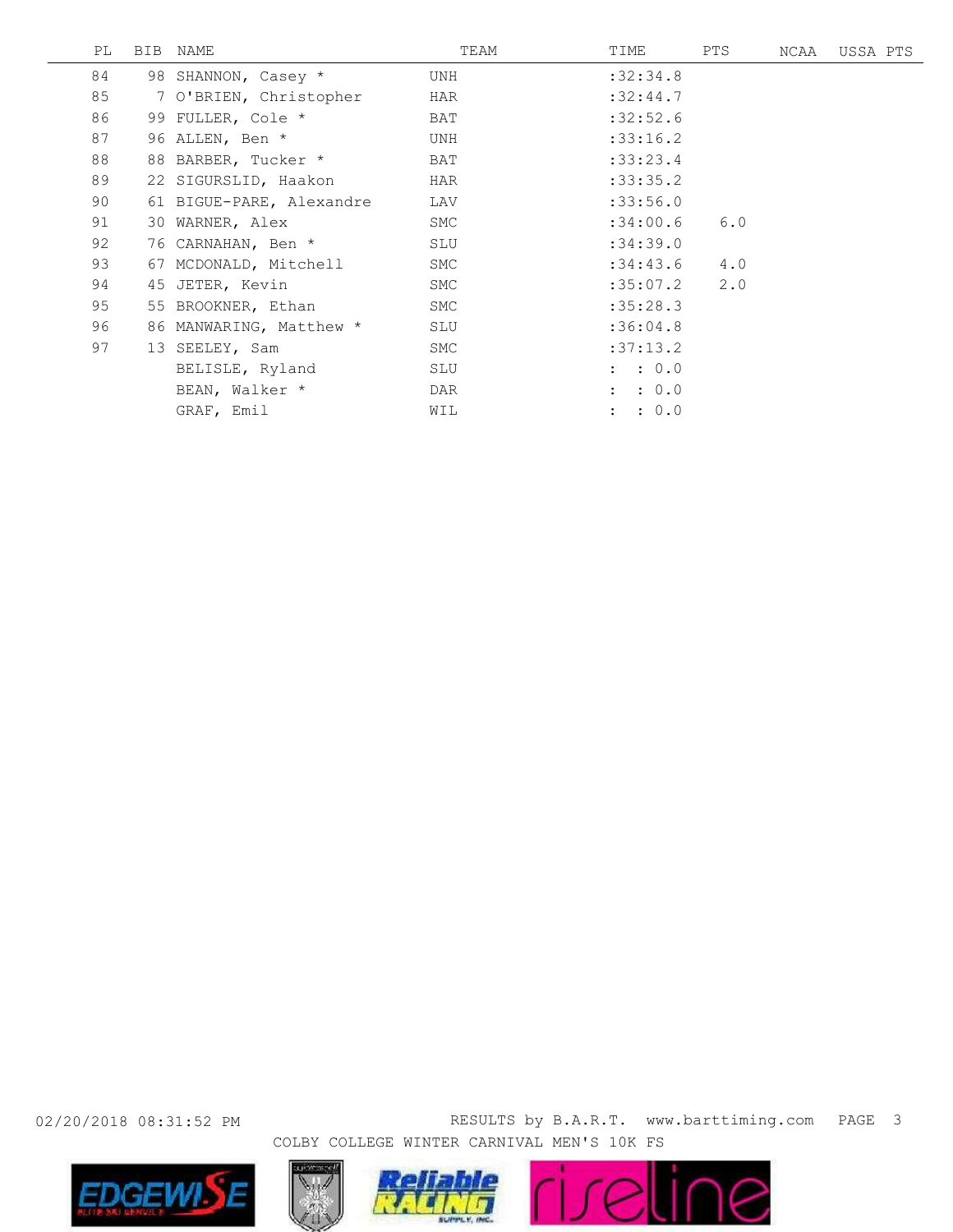| PL | BIB | NAME | TEAM | TIME | PTS | NCAA | USSA PTS |
|---|---|---|---|---|---|---|---|
| 84 | 98 | SHANNON, Casey * | UNH | :32:34.8 | | | |
| 85 | 7 | O'BRIEN, Christopher | HAR | :32:44.7 | | | |
| 86 | 99 | FULLER, Cole * | BAT | :32:52.6 | | | |
| 87 | 96 | ALLEN, Ben * | UNH | :33:16.2 | | | |
| 88 | 88 | BARBER, Tucker * | BAT | :33:23.4 | | | |
| 89 | 22 | SIGURSLID, Haakon | HAR | :33:35.2 | | | |
| 90 | 61 | BIGUE-PARE, Alexandre | LAV | :33:56.0 | | | |
| 91 | 30 | WARNER, Alex | SMC | :34:00.6 | 6.0 | | |
| 92 | 76 | CARNAHAN, Ben * | SLU | :34:39.0 | | | |
| 93 | 67 | MCDONALD, Mitchell | SMC | :34:43.6 | 4.0 | | |
| 94 | 45 | JETER, Kevin | SMC | :35:07.2 | 2.0 | | |
| 95 | 55 | BROOKNER, Ethan | SMC | :35:28.3 | | | |
| 96 | 86 | MANWARING, Matthew * | SLU | :36:04.8 | | | |
| 97 | 13 | SEELEY, Sam | SMC | :37:13.2 | | | |
| | | BELISLE, Ryland | SLU | : : 0.0 | | | |
| | | BEAN, Walker * | DAR | : : 0.0 | | | |
| | | GRAF, Emil | WIL | : : 0.0 | | | |

02/20/2018 08:31:52 PM RESULTS by B.A.R.T. www.barttiming.com

COLBY COLLEGE WINTER CARNIVAL MEN'S 10K FS